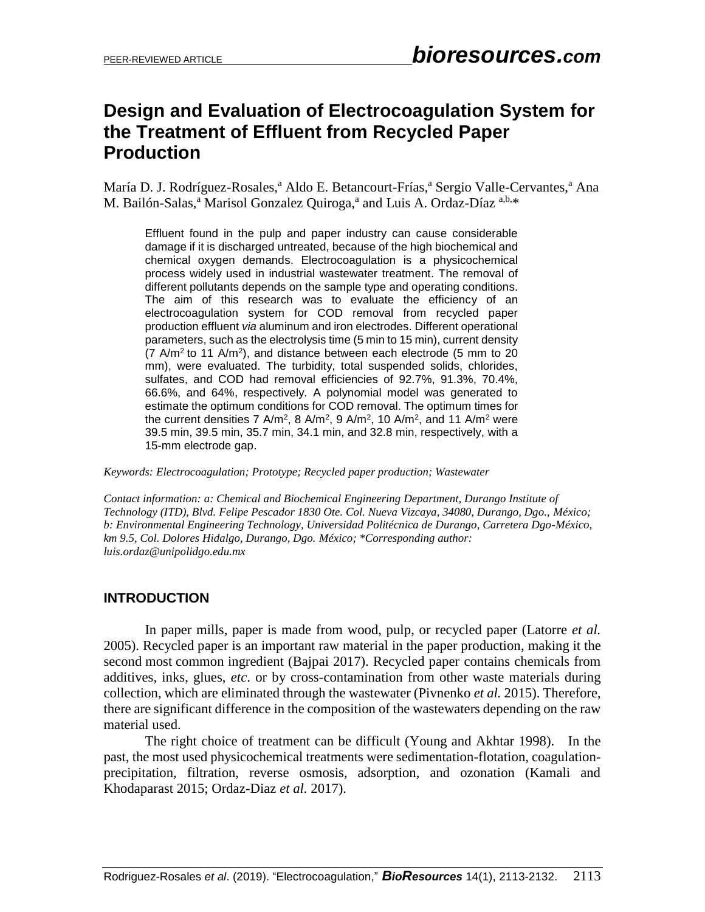# Design and Evaluation of Electrocoagulation System for the Treatment of Effluent from Recycled Paper Production

María D. J. Rodríguez-Rosales,[a] Aldo E. Betancourt-Frías,[a] Sergio Valle-Cervantes,[a] Ana M. Bailón-Salas,[a] Marisol Gonzalez Quiroga,[a] and Luis A. Ordaz-Díaz [a,b,*]

Effluent found in the pulp and paper industry can cause considerable damage if it is discharged untreated, because of the high biochemical and chemical oxygen demands. Electrocoagulation is a physicochemical process widely used in industrial wastewater treatment. The removal of different pollutants depends on the sample type and operating conditions. The aim of this research was to evaluate the efficiency of an electrocoagulation system for COD removal from recycled paper production effluent *via* aluminum and iron electrodes. Different operational parameters, such as the electrolysis time (5 min to 15 min), current density (7 $A/m^2$ to 11 $A/m^2$), and distance between each electrode (5 mm to 20 mm), were evaluated. The turbidity, total suspended solids, chlorides, sulfates, and COD had removal efficiencies of 92.7%, 91.3%, 70.4%, 66.6%, and 64%, respectively. A polynomial model was generated to estimate the optimum conditions for COD removal. The optimum times for the current densities 7 $A/m^2$, 8 $A/m^2$, 9 $A/m^2$, 10 $A/m^2$, and 11 $A/m^2$ were 39.5 min, 39.5 min, 35.7 min, 34.1 min, and 32.8 min, respectively, with a 15-mm electrode gap.

*Keywords: Electrocoagulation; Prototype; Recycled paper production; Wastewater*

*Contact information: a: Chemical and Biochemical Engineering Department, Durango Institute of Technology (ITD), Blvd. Felipe Pescador 1830 Ote. Col. Nueva Vizcaya, 34080, Durango, Dgo., México; b: Environmental Engineering Technology, Universidad Politécnica de Durango, Carretera Dgo-México, km 9.5, Col. Dolores Hidalgo, Durango, Dgo. México; *Corresponding author: luis.ordaz@unipolidgo.edu.mx*

## INTRODUCTION

In paper mills, paper is made from wood, pulp, or recycled paper (Latorre *et al.* 2005). Recycled paper is an important raw material in the paper production, making it the second most common ingredient (Bajpai 2017). Recycled paper contains chemicals from additives, inks, glues, *etc.* or by cross-contamination from other waste materials during collection, which are eliminated through the wastewater (Pivnenko *et al.* 2015). Therefore, there are significant difference in the composition of the wastewaters depending on the raw material used.

The right choice of treatment can be difficult (Young and Akhtar 1998). In the past, the most used physicochemical treatments were sedimentation-flotation, coagulation-precipitation, filtration, reverse osmosis, adsorption, and ozonation (Kamali and Khodaparast 2015; Ordaz-Diaz *et al.* 2017).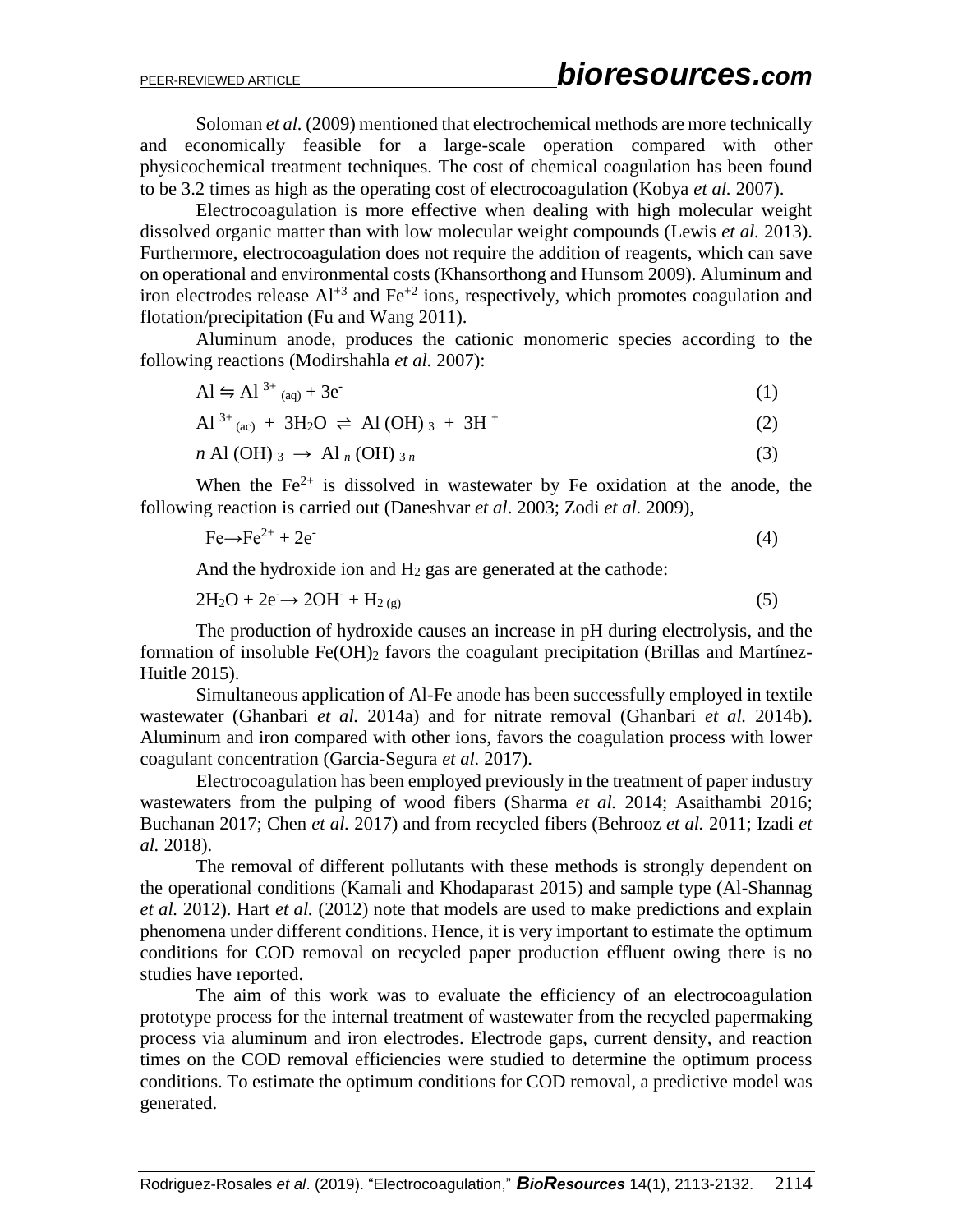Soloman *et al.* (2009) mentioned that electrochemical methods are more technically and economically feasible for a large-scale operation compared with other physicochemical treatment techniques. The cost of chemical coagulation has been found to be 3.2 times as high as the operating cost of electrocoagulation (Kobya *et al.* 2007).

Electrocoagulation is more effective when dealing with high molecular weight dissolved organic matter than with low molecular weight compounds (Lewis *et al.* 2013). Furthermore, electrocoagulation does not require the addition of reagents, which can save on operational and environmental costs (Khansorthong and Hunsom 2009). Aluminum and iron electrodes release $Al^{+3}$ and $Fe^{+2}$ ions, respectively, which promotes coagulation and flotation/precipitation (Fu and Wang 2011).

Aluminum anode, produces the cationic monomeric species according to the following reactions (Modirshahla *et al.* 2007):

$$Al \leftrightharpoons Al^{3+}{}_{(aq)} + 3e^- \tag{1}$$

$$Al^{3+}{}_{(ac)} + 3H_2O \rightleftharpoons Al(OH)_3 + 3H^+ \tag{2}$$

$$n\, Al(OH)_3 \rightarrow Al_n(OH)_{3n} \tag{3}$$

When the $Fe^{2+}$ is dissolved in wastewater by Fe oxidation at the anode, the following reaction is carried out (Daneshvar *et al*. 2003; Zodi *et al.* 2009),

$$Fe \rightarrow Fe^{2+} + 2e^- \tag{4}$$

And the hydroxide ion and $H_2$ gas are generated at the cathode:

$$2H_2O + 2e^- \rightarrow 2OH^- + H_{2\,(g)} \tag{5}$$

The production of hydroxide causes an increase in pH during electrolysis, and the formation of insoluble $Fe(OH)_2$ favors the coagulant precipitation (Brillas and Martínez-Huitle 2015).

Simultaneous application of Al-Fe anode has been successfully employed in textile wastewater (Ghanbari *et al.* 2014a) and for nitrate removal (Ghanbari *et al.* 2014b). Aluminum and iron compared with other ions, favors the coagulation process with lower coagulant concentration (Garcia-Segura *et al.* 2017).

Electrocoagulation has been employed previously in the treatment of paper industry wastewaters from the pulping of wood fibers (Sharma *et al.* 2014; Asaithambi 2016; Buchanan 2017; Chen *et al.* 2017) and from recycled fibers (Behrooz *et al.* 2011; Izadi *et al.* 2018).

The removal of different pollutants with these methods is strongly dependent on the operational conditions (Kamali and Khodaparast 2015) and sample type (Al-Shannag *et al.* 2012). Hart *et al.* (2012) note that models are used to make predictions and explain phenomena under different conditions. Hence, it is very important to estimate the optimum conditions for COD removal on recycled paper production effluent owing there is no studies have reported.

The aim of this work was to evaluate the efficiency of an electrocoagulation prototype process for the internal treatment of wastewater from the recycled papermaking process via aluminum and iron electrodes. Electrode gaps, current density, and reaction times on the COD removal efficiencies were studied to determine the optimum process conditions. To estimate the optimum conditions for COD removal, a predictive model was generated.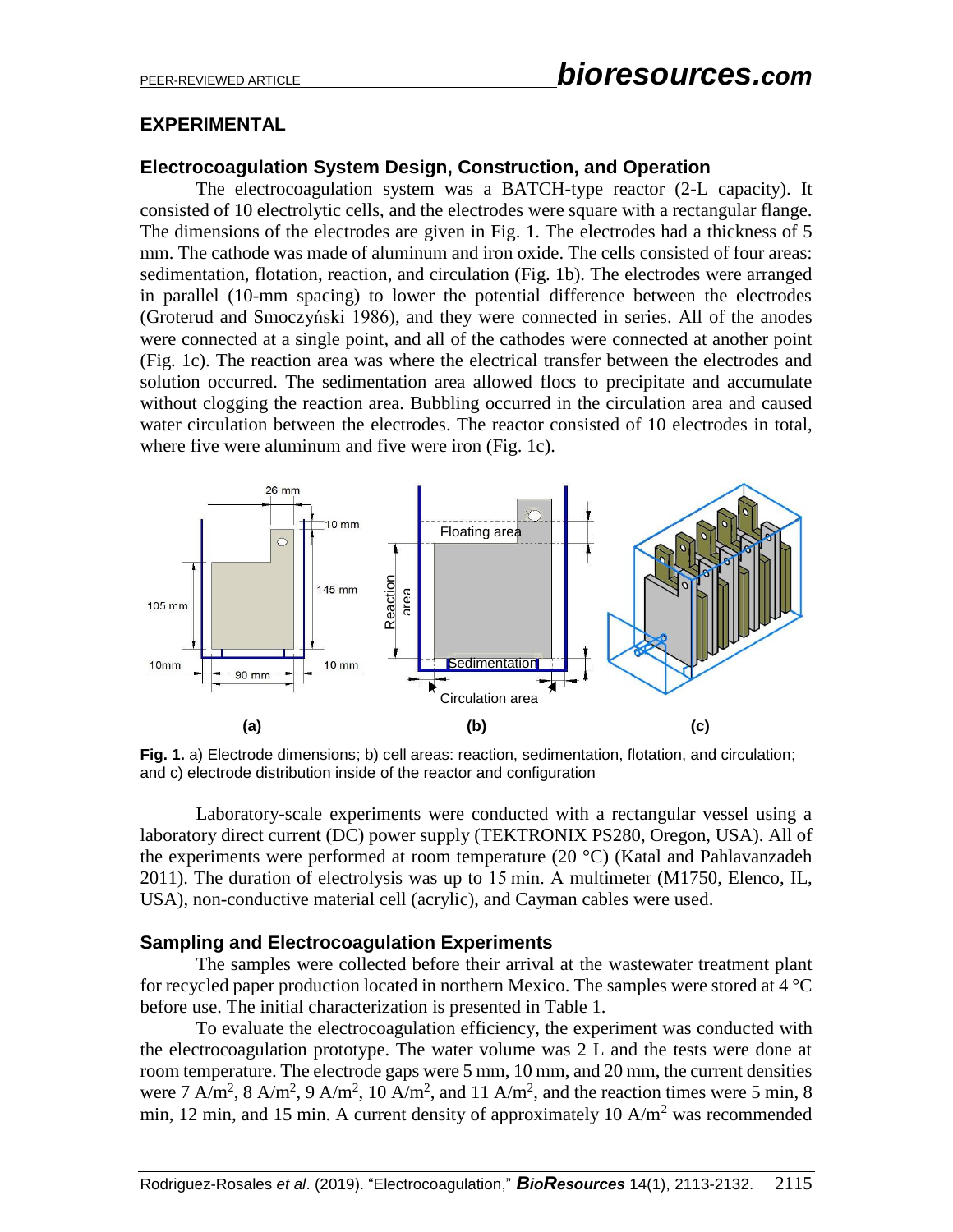## EXPERIMENTAL

### Electrocoagulation System Design, Construction, and Operation

The electrocoagulation system was a BATCH-type reactor (2-L capacity). It consisted of 10 electrolytic cells, and the electrodes were square with a rectangular flange. The dimensions of the electrodes are given in Fig. 1. The electrodes had a thickness of 5 mm. The cathode was made of aluminum and iron oxide. The cells consisted of four areas: sedimentation, flotation, reaction, and circulation (Fig. 1b). The electrodes were arranged in parallel (10-mm spacing) to lower the potential difference between the electrodes (Groterud and Smoczyński 1986), and they were connected in series. All of the anodes were connected at a single point, and all of the cathodes were connected at another point (Fig. 1c). The reaction area was where the electrical transfer between the electrodes and solution occurred. The sedimentation area allowed flocs to precipitate and accumulate without clogging the reaction area. Bubbling occurred in the circulation area and caused water circulation between the electrodes. The reactor consisted of 10 electrodes in total, where five were aluminum and five were iron (Fig. 1c).

**Fig. 1.** a) Electrode dimensions; b) cell areas: reaction, sedimentation, flotation, and circulation; and c) electrode distribution inside of the reactor and configuration

Laboratory-scale experiments were conducted with a rectangular vessel using a laboratory direct current (DC) power supply (TEKTRONIX PS280, Oregon, USA). All of the experiments were performed at room temperature (20 °C) (Katal and Pahlavanzadeh 2011). The duration of electrolysis was up to 15 min. A multimeter (M1750, Elenco, IL, USA), non-conductive material cell (acrylic), and Cayman cables were used.

### Sampling and Electrocoagulation Experiments

The samples were collected before their arrival at the wastewater treatment plant for recycled paper production located in northern Mexico. The samples were stored at 4 °C before use. The initial characterization is presented in Table 1.

To evaluate the electrocoagulation efficiency, the experiment was conducted with the electrocoagulation prototype. The water volume was 2 L and the tests were done at room temperature. The electrode gaps were 5 mm, 10 mm, and 20 mm, the current densities were 7 $A/m^2$, 8 $A/m^2$, 9 $A/m^2$, 10 $A/m^2$, and 11 $A/m^2$, and the reaction times were 5 min, 8 min, 12 min, and 15 min. A current density of approximately 10 $A/m^2$ was recommended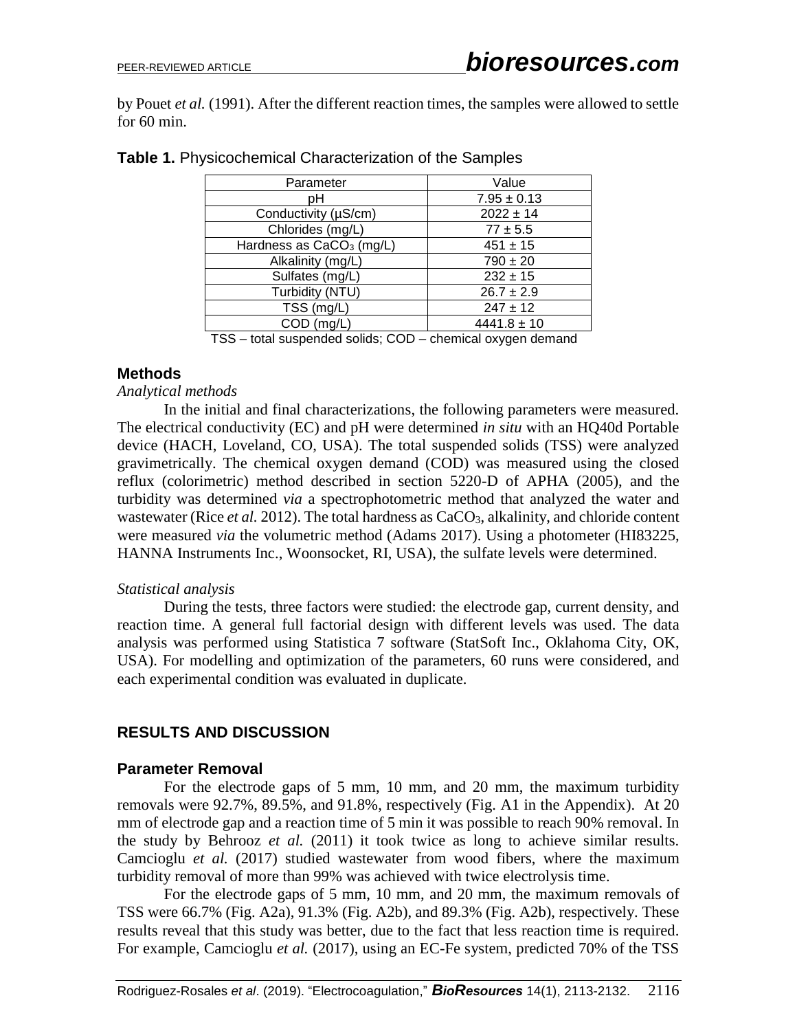by Pouet *et al.* (1991). After the different reaction times, the samples were allowed to settle for 60 min.

**Table 1.** Physicochemical Characterization of the Samples

| Parameter | Value |
|---|---|
| pH | 7.95 ± 0.13 |
| Conductivity (µS/cm) | 2022 ± 14 |
| Chlorides (mg/L) | 77 ± 5.5 |
| Hardness as $CaCO_3$ (mg/L) | 451 ± 15 |
| Alkalinity (mg/L) | 790 ± 20 |
| Sulfates (mg/L) | 232 ± 15 |
| Turbidity (NTU) | 26.7 ± 2.9 |
| TSS (mg/L) | 247 ± 12 |
| COD (mg/L) | 4441.8 ± 10 |

TSS – total suspended solids; COD – chemical oxygen demand

## Methods

*Analytical methods*

In the initial and final characterizations, the following parameters were measured. The electrical conductivity (EC) and pH were determined *in situ* with an HQ40d Portable device (HACH, Loveland, CO, USA). The total suspended solids (TSS) were analyzed gravimetrically. The chemical oxygen demand (COD) was measured using the closed reflux (colorimetric) method described in section 5220-D of APHA (2005), and the turbidity was determined *via* a spectrophotometric method that analyzed the water and wastewater (Rice *et al.* 2012). The total hardness as $CaCO_3$, alkalinity, and chloride content were measured *via* the volumetric method (Adams 2017). Using a photometer (HI83225, HANNA Instruments Inc., Woonsocket, RI, USA), the sulfate levels were determined.

*Statistical analysis*

During the tests, three factors were studied: the electrode gap, current density, and reaction time. A general full factorial design with different levels was used. The data analysis was performed using Statistica 7 software (StatSoft Inc., Oklahoma City, OK, USA). For modelling and optimization of the parameters, 60 runs were considered, and each experimental condition was evaluated in duplicate.

# RESULTS AND DISCUSSION

## Parameter Removal

For the electrode gaps of 5 mm, 10 mm, and 20 mm, the maximum turbidity removals were 92.7%, 89.5%, and 91.8%, respectively (Fig. A1 in the Appendix). At 20 mm of electrode gap and a reaction time of 5 min it was possible to reach 90% removal. In the study by Behrooz *et al.* (2011) it took twice as long to achieve similar results. Camcioglu *et al.* (2017) studied wastewater from wood fibers, where the maximum turbidity removal of more than 99% was achieved with twice electrolysis time.

For the electrode gaps of 5 mm, 10 mm, and 20 mm, the maximum removals of TSS were 66.7% (Fig. A2a), 91.3% (Fig. A2b), and 89.3% (Fig. A2b), respectively. These results reveal that this study was better, due to the fact that less reaction time is required. For example, Camcioglu *et al.* (2017), using an EC-Fe system, predicted 70% of the TSS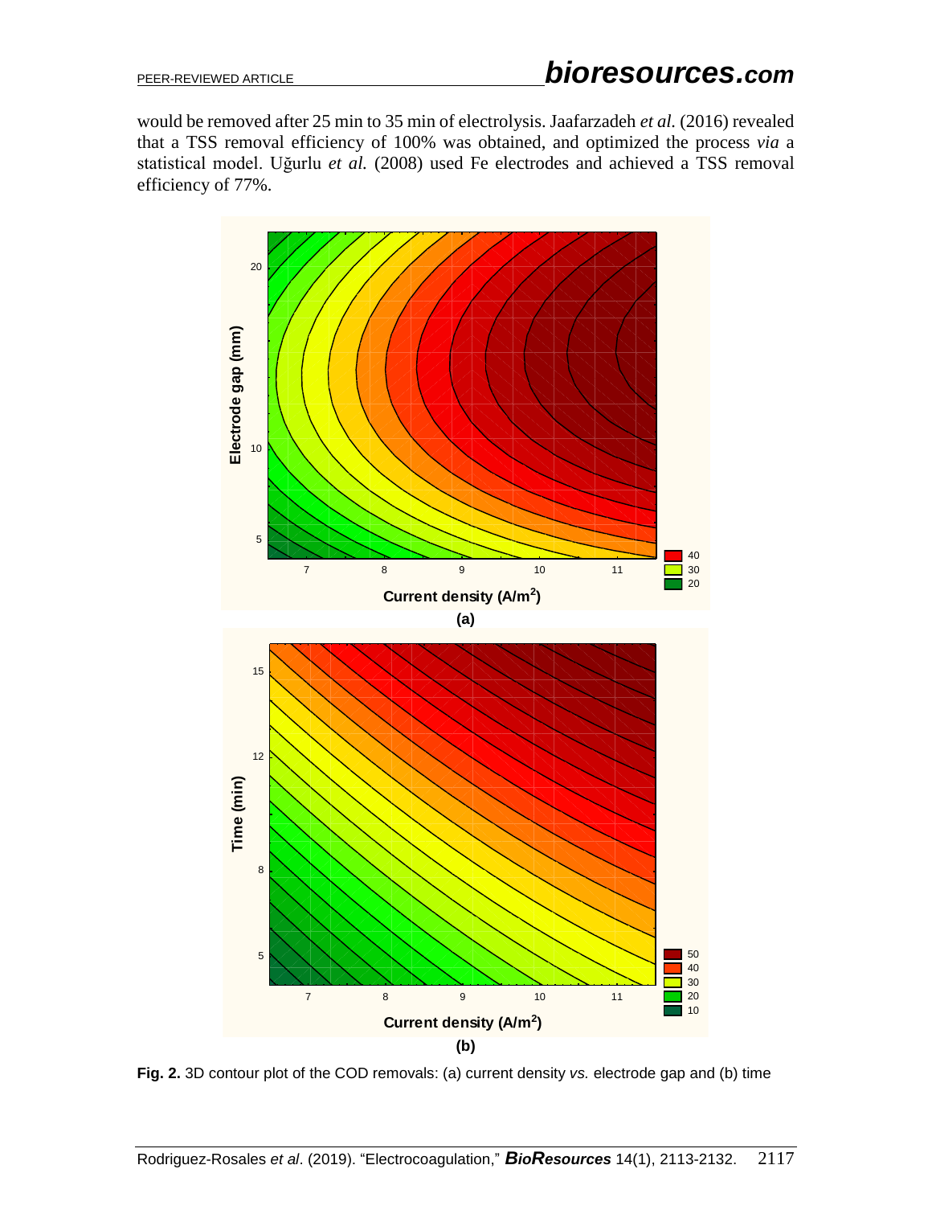would be removed after 25 min to 35 min of electrolysis. Jaafarzadeh *et al.* (2016) revealed that a TSS removal efficiency of 100% was obtained, and optimized the process *via* a statistical model. Uğurlu *et al.* (2008) used Fe electrodes and achieved a TSS removal efficiency of 77%.

(a)

(b)

**Fig. 2.** 3D contour plot of the COD removals: (a) current density *vs.* electrode gap and (b) time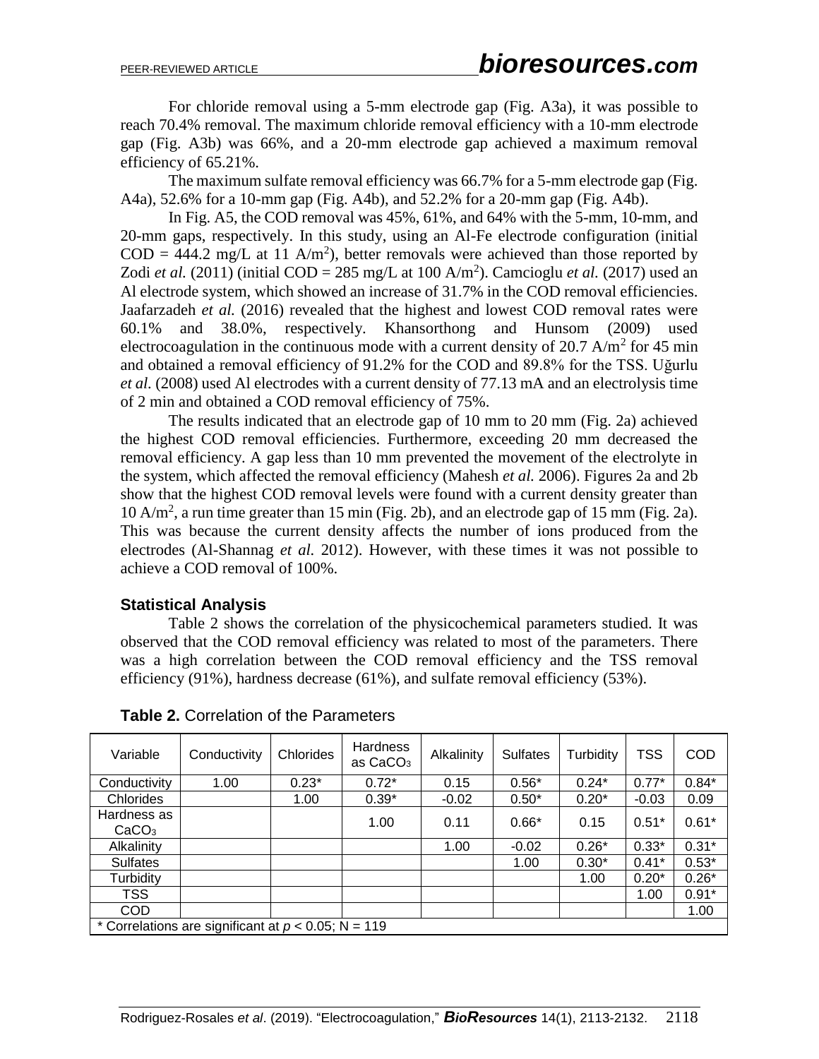For chloride removal using a 5-mm electrode gap (Fig. A3a), it was possible to reach 70.4% removal. The maximum chloride removal efficiency with a 10-mm electrode gap (Fig. A3b) was 66%, and a 20-mm electrode gap achieved a maximum removal efficiency of 65.21%.

The maximum sulfate removal efficiency was 66.7% for a 5-mm electrode gap (Fig. A4a), 52.6% for a 10-mm gap (Fig. A4b), and 52.2% for a 20-mm gap (Fig. A4b).

In Fig. A5, the COD removal was 45%, 61%, and 64% with the 5-mm, 10-mm, and 20-mm gaps, respectively. In this study, using an Al-Fe electrode configuration (initial COD = 444.2 mg/L at 11 $A/m^2$), better removals were achieved than those reported by Zodi *et al.* (2011) (initial COD = 285 mg/L at 100 $A/m^2$). Camcioglu *et al.* (2017) used an Al electrode system, which showed an increase of 31.7% in the COD removal efficiencies. Jaafarzadeh *et al.* (2016) revealed that the highest and lowest COD removal rates were 60.1% and 38.0%, respectively. Khansorthong and Hunsom (2009) used electrocoagulation in the continuous mode with a current density of 20.7 $A/m^2$ for 45 min and obtained a removal efficiency of 91.2% for the COD and 89.8% for the TSS. Uğurlu *et al.* (2008) used Al electrodes with a current density of 77.13 mA and an electrolysis time of 2 min and obtained a COD removal efficiency of 75%.

The results indicated that an electrode gap of 10 mm to 20 mm (Fig. 2a) achieved the highest COD removal efficiencies. Furthermore, exceeding 20 mm decreased the removal efficiency. A gap less than 10 mm prevented the movement of the electrolyte in the system, which affected the removal efficiency (Mahesh *et al.* 2006). Figures 2a and 2b show that the highest COD removal levels were found with a current density greater than 10 $A/m^2$, a run time greater than 15 min (Fig. 2b), and an electrode gap of 15 mm (Fig. 2a). This was because the current density affects the number of ions produced from the electrodes (Al-Shannag *et al.* 2012). However, with these times it was not possible to achieve a COD removal of 100%.

### Statistical Analysis

Table 2 shows the correlation of the physicochemical parameters studied. It was observed that the COD removal efficiency was related to most of the parameters. There was a high correlation between the COD removal efficiency and the TSS removal efficiency (91%), hardness decrease (61%), and sulfate removal efficiency (53%).

**Table 2.** Correlation of the Parameters

| Variable | Conductivity | Chlorides | Hardness as $CaCO_3$ | Alkalinity | Sulfates | Turbidity | TSS | COD |
|---|---|---|---|---|---|---|---|---|
| Conductivity | 1.00 | 0.23* | 0.72* | 0.15 | 0.56* | 0.24* | 0.77* | 0.84* |
| Chlorides | | 1.00 | 0.39* | -0.02 | 0.50* | 0.20* | -0.03 | 0.09 |
| Hardness as $CaCO_3$ | | | 1.00 | 0.11 | 0.66* | 0.15 | 0.51* | 0.61* |
| Alkalinity | | | | 1.00 | -0.02 | 0.26* | 0.33* | 0.31* |
| Sulfates | | | | | 1.00 | 0.30* | 0.41* | 0.53* |
| Turbidity | | | | | | 1.00 | 0.20* | 0.26* |
| TSS | | | | | | | 1.00 | 0.91* |
| COD | | | | | | | | 1.00 |

* Correlations are significant at $p < 0.05$; N = 119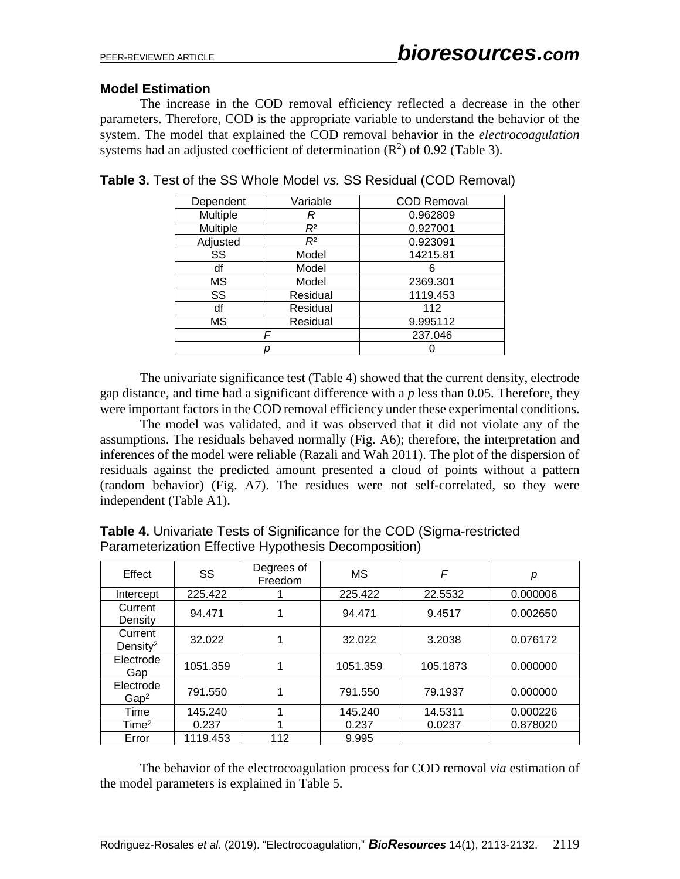### Model Estimation

The increase in the COD removal efficiency reflected a decrease in the other parameters. Therefore, COD is the appropriate variable to understand the behavior of the system. The model that explained the COD removal behavior in the *electrocoagulation* systems had an adjusted coefficient of determination ($R^2$) of 0.92 (Table 3).

**Table 3.** Test of the SS Whole Model *vs.* SS Residual (COD Removal)

| Dependent | Variable | COD Removal |
|---|---|---|
| Multiple | $R$ | 0.962809 |
| Multiple | $R^2$ | 0.927001 |
| Adjusted | $R^2$ | 0.923091 |
| SS | Model | 14215.81 |
| df | Model | 6 |
| MS | Model | 2369.301 |
| SS | Residual | 1119.453 |
| df | Residual | 112 |
| MS | Residual | 9.995112 |
| $F$ | | 237.046 |
| $p$ | | 0 |

The univariate significance test (Table 4) showed that the current density, electrode gap distance, and time had a significant difference with a $p$ less than 0.05. Therefore, they were important factors in the COD removal efficiency under these experimental conditions.

The model was validated, and it was observed that it did not violate any of the assumptions. The residuals behaved normally (Fig. A6); therefore, the interpretation and inferences of the model were reliable (Razali and Wah 2011). The plot of the dispersion of residuals against the predicted amount presented a cloud of points without a pattern (random behavior) (Fig. A7). The residues were not self-correlated, so they were independent (Table A1).

**Table 4.** Univariate Tests of Significance for the COD (Sigma-restricted Parameterization Effective Hypothesis Decomposition)

| Effect | SS | Degrees of Freedom | MS | $F$ | $p$ |
|---|---|---|---|---|---|
| Intercept | 225.422 | 1 | 225.422 | 22.5532 | 0.000006 |
| Current Density | 94.471 | 1 | 94.471 | 9.4517 | 0.002650 |
| Current Density$^2$ | 32.022 | 1 | 32.022 | 3.2038 | 0.076172 |
| Electrode Gap | 1051.359 | 1 | 1051.359 | 105.1873 | 0.000000 |
| Electrode Gap$^2$ | 791.550 | 1 | 791.550 | 79.1937 | 0.000000 |
| Time | 145.240 | 1 | 145.240 | 14.5311 | 0.000226 |
| Time$^2$ | 0.237 | 1 | 0.237 | 0.0237 | 0.878020 |
| Error | 1119.453 | 112 | 9.995 | | |

The behavior of the electrocoagulation process for COD removal *via* estimation of the model parameters is explained in Table 5.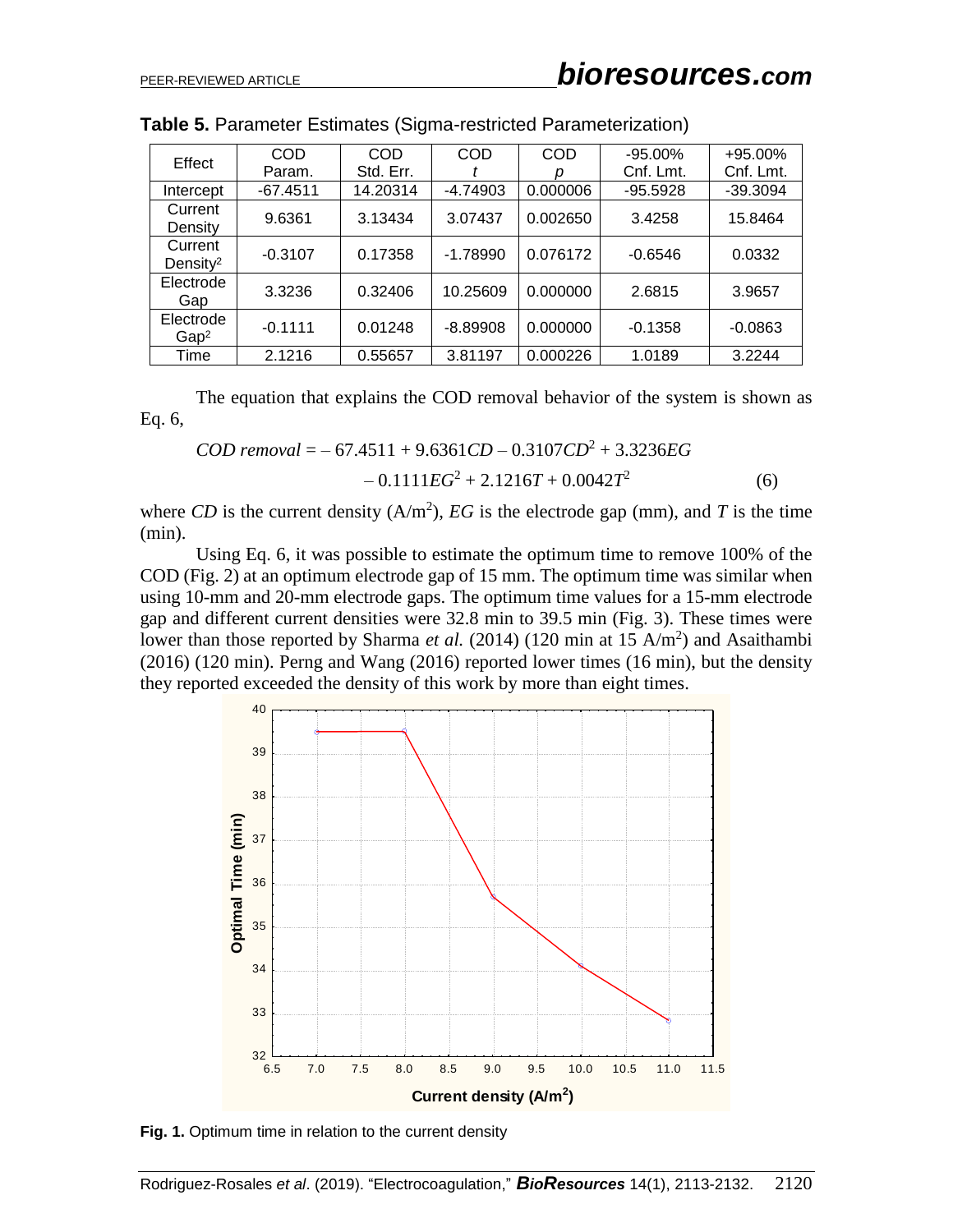**Table 5.** Parameter Estimates (Sigma-restricted Parameterization)

| Effect | COD Param. | COD Std. Err. | COD *t* | COD *p* | -95.00% Cnf. Lmt. | +95.00% Cnf. Lmt. |
|---|---|---|---|---|---|---|
| Intercept | -67.4511 | 14.20314 | -4.74903 | 0.000006 | -95.5928 | -39.3094 |
| Current Density | 9.6361 | 3.13434 | 3.07437 | 0.002650 | 3.4258 | 15.8464 |
| Current Density$^2$ | -0.3107 | 0.17358 | -1.78990 | 0.076172 | -0.6546 | 0.0332 |
| Electrode Gap | 3.3236 | 0.32406 | 10.25609 | 0.000000 | 2.6815 | 3.9657 |
| Electrode Gap$^2$ | -0.1111 | 0.01248 | -8.89908 | 0.000000 | -0.1358 | -0.0863 |
| Time | 2.1216 | 0.55657 | 3.81197 | 0.000226 | 1.0189 | 3.2244 |

The equation that explains the COD removal behavior of the system is shown as Eq. 6,

$$COD\ removal = -67.4511 + 9.6361CD - 0.3107CD^2 + 3.3236EG - 0.1111EG^2 + 2.1216T + 0.0042T^2 \quad (6)$$

where $CD$ is the current density ($A/m^2$), $EG$ is the electrode gap (mm), and $T$ is the time (min).

Using Eq. 6, it was possible to estimate the optimum time to remove 100% of the COD (Fig. 2) at an optimum electrode gap of 15 mm. The optimum time was similar when using 10-mm and 20-mm electrode gaps. The optimum time values for a 15-mm electrode gap and different current densities were 32.8 min to 39.5 min (Fig. 3). These times were lower than those reported by Sharma *et al.* (2014) (120 min at 15 $A/m^2$) and Asaithambi (2016) (120 min). Perng and Wang (2016) reported lower times (16 min), but the density they reported exceeded the density of this work by more than eight times.

**Fig. 1.** Optimum time in relation to the current density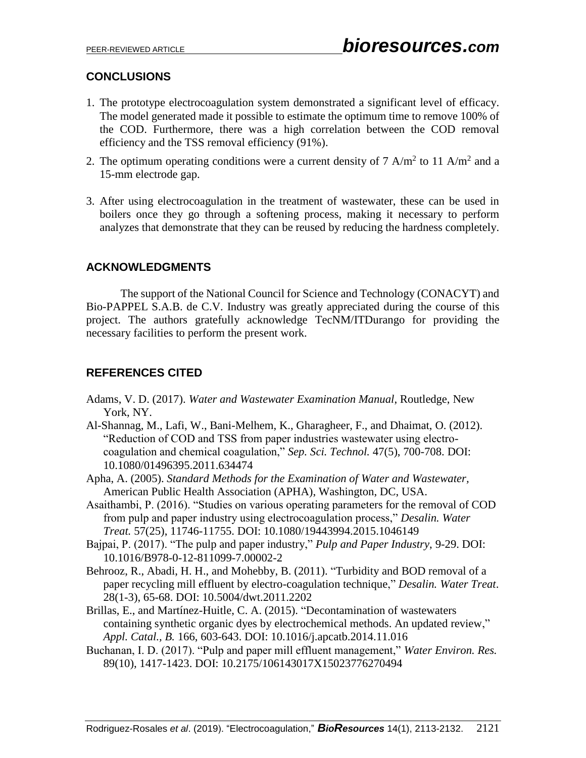## CONCLUSIONS

1. The prototype electrocoagulation system demonstrated a significant level of efficacy. The model generated made it possible to estimate the optimum time to remove 100% of the COD. Furthermore, there was a high correlation between the COD removal efficiency and the TSS removal efficiency (91%).
2. The optimum operating conditions were a current density of 7 $A/m^2$ to 11 $A/m^2$ and a 15-mm electrode gap.
3. After using electrocoagulation in the treatment of wastewater, these can be used in boilers once they go through a softening process, making it necessary to perform analyzes that demonstrate that they can be reused by reducing the hardness completely.

## ACKNOWLEDGMENTS

The support of the National Council for Science and Technology (CONACYT) and Bio-PAPPEL S.A.B. de C.V. Industry was greatly appreciated during the course of this project. The authors gratefully acknowledge TecNM/ITDurango for providing the necessary facilities to perform the present work.

## REFERENCES CITED

Adams, V. D. (2017). *Water and Wastewater Examination Manual*, Routledge, New York, NY.

Al-Shannag, M., Lafi, W., Bani-Melhem, K., Gharagheer, F., and Dhaimat, O. (2012). "Reduction of COD and TSS from paper industries wastewater using electro-coagulation and chemical coagulation," *Sep. Sci. Technol.* 47(5), 700-708. DOI: 10.1080/01496395.2011.634474

Apha, A. (2005). *Standard Methods for the Examination of Water and Wastewater*, American Public Health Association (APHA), Washington, DC, USA.

Asaithambi, P. (2016). "Studies on various operating parameters for the removal of COD from pulp and paper industry using electrocoagulation process," *Desalin. Water Treat.* 57(25), 11746-11755. DOI: 10.1080/19443994.2015.1046149

Bajpai, P. (2017). "The pulp and paper industry," *Pulp and Paper Industry*, 9-29. DOI: 10.1016/B978-0-12-811099-7.00002-2

Behrooz, R., Abadi, H. H., and Mohebby, B. (2011). "Turbidity and BOD removal of a paper recycling mill effluent by electro-coagulation technique," *Desalin. Water Treat*. 28(1-3), 65-68. DOI: 10.5004/dwt.2011.2202

Brillas, E., and Martínez-Huitle, C. A. (2015). "Decontamination of wastewaters containing synthetic organic dyes by electrochemical methods. An updated review," *Appl. Catal., B.* 166, 603-643. DOI: 10.1016/j.apcatb.2014.11.016

Buchanan, I. D. (2017). "Pulp and paper mill effluent management," *Water Environ. Res.* 89(10), 1417-1423. DOI: 10.2175/106143017X15023776270494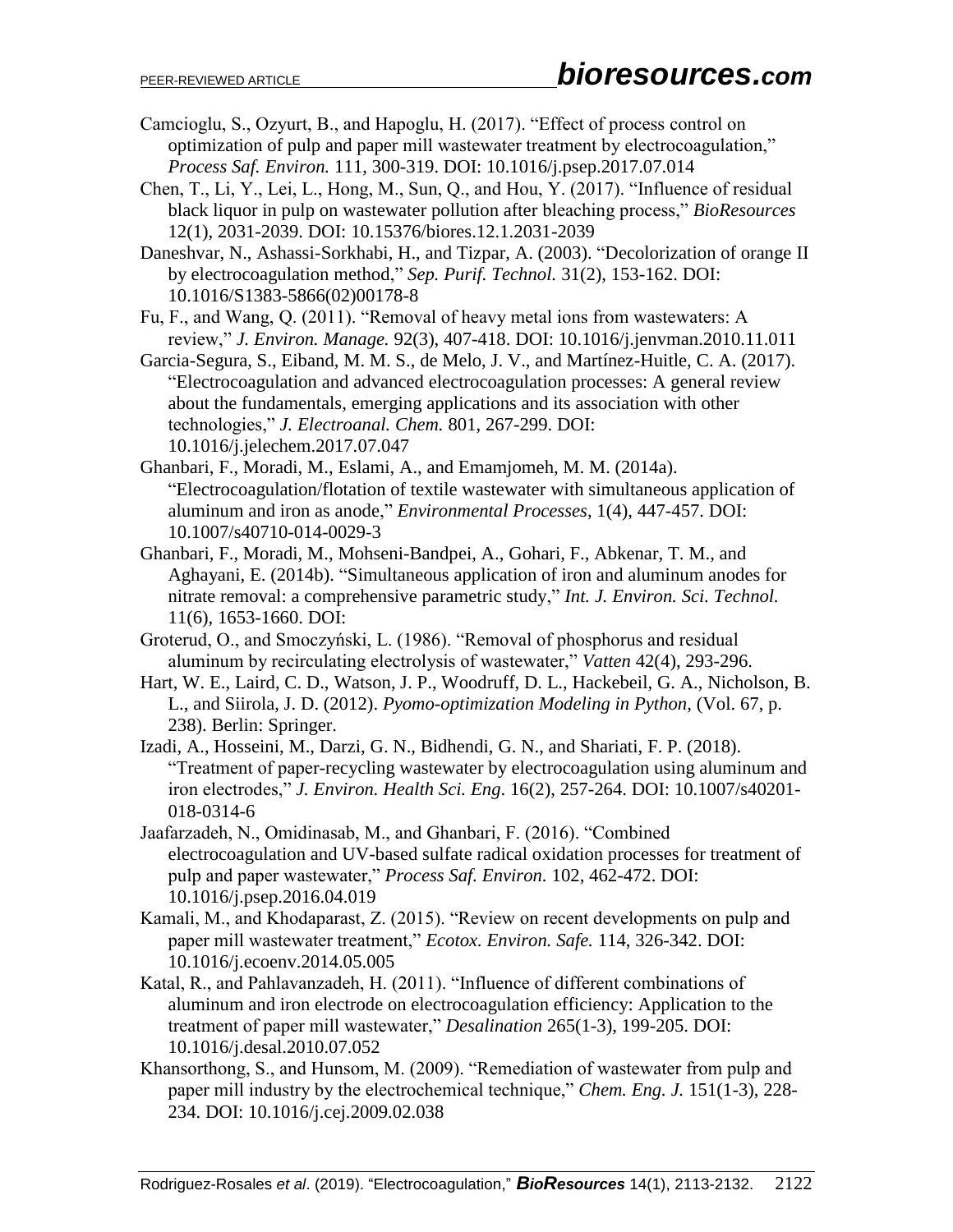Camcioglu, S., Ozyurt, B., and Hapoglu, H. (2017). "Effect of process control on optimization of pulp and paper mill wastewater treatment by electrocoagulation," *Process Saf. Environ.* 111, 300-319. DOI: 10.1016/j.psep.2017.07.014

Chen, T., Li, Y., Lei, L., Hong, M., Sun, Q., and Hou, Y. (2017). "Influence of residual black liquor in pulp on wastewater pollution after bleaching process," *BioResources* 12(1), 2031-2039. DOI: 10.15376/biores.12.1.2031-2039

Daneshvar, N., Ashassi-Sorkhabi, H., and Tizpar, A. (2003). "Decolorization of orange II by electrocoagulation method," *Sep. Purif. Technol.* 31(2), 153-162. DOI: 10.1016/S1383-5866(02)00178-8

Fu, F., and Wang, Q. (2011). "Removal of heavy metal ions from wastewaters: A review," *J. Environ. Manage.* 92(3), 407-418. DOI: 10.1016/j.jenvman.2010.11.011

Garcia-Segura, S., Eiband, M. M. S., de Melo, J. V., and Martínez-Huitle, C. A. (2017). "Electrocoagulation and advanced electrocoagulation processes: A general review about the fundamentals, emerging applications and its association with other technologies," *J. Electroanal. Chem.* 801, 267-299. DOI: 10.1016/j.jelechem.2017.07.047

Ghanbari, F., Moradi, M., Eslami, A., and Emamjomeh, M. M. (2014a). "Electrocoagulation/flotation of textile wastewater with simultaneous application of aluminum and iron as anode," *Environmental Processes*, 1(4), 447-457. DOI: 10.1007/s40710-014-0029-3

Ghanbari, F., Moradi, M., Mohseni-Bandpei, A., Gohari, F., Abkenar, T. M., and Aghayani, E. (2014b). "Simultaneous application of iron and aluminum anodes for nitrate removal: a comprehensive parametric study," *Int. J. Environ. Sci. Technol.* 11(6), 1653-1660. DOI:

Groterud, O., and Smoczyński, L. (1986). "Removal of phosphorus and residual aluminum by recirculating electrolysis of wastewater," *Vatten* 42(4), 293-296.

Hart, W. E., Laird, C. D., Watson, J. P., Woodruff, D. L., Hackebeil, G. A., Nicholson, B. L., and Siirola, J. D. (2012). *Pyomo-optimization Modeling in Python*, (Vol. 67, p. 238). Berlin: Springer.

Izadi, A., Hosseini, M., Darzi, G. N., Bidhendi, G. N., and Shariati, F. P. (2018). "Treatment of paper-recycling wastewater by electrocoagulation using aluminum and iron electrodes," *J. Environ. Health Sci. Eng*. 16(2), 257-264. DOI: 10.1007/s40201-018-0314-6

Jaafarzadeh, N., Omidinasab, M., and Ghanbari, F. (2016). "Combined electrocoagulation and UV-based sulfate radical oxidation processes for treatment of pulp and paper wastewater," *Process Saf. Environ.* 102, 462-472. DOI: 10.1016/j.psep.2016.04.019

Kamali, M., and Khodaparast, Z. (2015). "Review on recent developments on pulp and paper mill wastewater treatment," *Ecotox. Environ. Safe.* 114, 326-342. DOI: 10.1016/j.ecoenv.2014.05.005

Katal, R., and Pahlavanzadeh, H. (2011). "Influence of different combinations of aluminum and iron electrode on electrocoagulation efficiency: Application to the treatment of paper mill wastewater," *Desalination* 265(1-3), 199-205. DOI: 10.1016/j.desal.2010.07.052

Khansorthong, S., and Hunsom, M. (2009). "Remediation of wastewater from pulp and paper mill industry by the electrochemical technique," *Chem. Eng. J.* 151(1-3), 228-234. DOI: 10.1016/j.cej.2009.02.038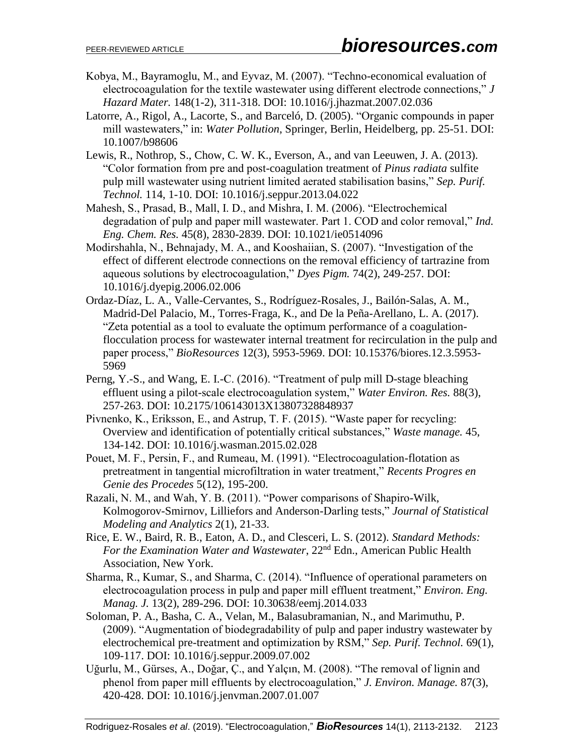Kobya, M., Bayramoglu, M., and Eyvaz, M. (2007). "Techno-economical evaluation of electrocoagulation for the textile wastewater using different electrode connections," *J Hazard Mater.* 148(1-2), 311-318. DOI: 10.1016/j.jhazmat.2007.02.036

Latorre, A., Rigol, A., Lacorte, S., and Barceló, D. (2005). "Organic compounds in paper mill wastewaters," in: *Water Pollution*, Springer, Berlin, Heidelberg, pp. 25-51. DOI: 10.1007/b98606

Lewis, R., Nothrop, S., Chow, C. W. K., Everson, A., and van Leeuwen, J. A. (2013). "Color formation from pre and post-coagulation treatment of *Pinus radiata* sulfite pulp mill wastewater using nutrient limited aerated stabilisation basins," *Sep. Purif. Technol.* 114, 1-10. DOI: 10.1016/j.seppur.2013.04.022

Mahesh, S., Prasad, B., Mall, I. D., and Mishra, I. M. (2006). "Electrochemical degradation of pulp and paper mill wastewater. Part 1. COD and color removal," *Ind. Eng. Chem. Res.* 45(8), 2830-2839. DOI: 10.1021/ie0514096

Modirshahla, N., Behnajady, M. A., and Kooshaiian, S. (2007). "Investigation of the effect of different electrode connections on the removal efficiency of tartrazine from aqueous solutions by electrocoagulation," *Dyes Pigm.* 74(2), 249-257. DOI: 10.1016/j.dyepig.2006.02.006

Ordaz-Díaz, L. A., Valle-Cervantes, S., Rodríguez-Rosales, J., Bailón-Salas, A. M., Madrid-Del Palacio, M., Torres-Fraga, K., and De la Peña-Arellano, L. A. (2017). "Zeta potential as a tool to evaluate the optimum performance of a coagulation-flocculation process for wastewater internal treatment for recirculation in the pulp and paper process," *BioResources* 12(3), 5953-5969. DOI: 10.15376/biores.12.3.5953-5969

Perng, Y.-S., and Wang, E. I.-C. (2016). "Treatment of pulp mill D-stage bleaching effluent using a pilot-scale electrocoagulation system," *Water Environ. Res.* 88(3), 257-263. DOI: 10.2175/106143013X13807328848937

Pivnenko, K., Eriksson, E., and Astrup, T. F. (2015). "Waste paper for recycling: Overview and identification of potentially critical substances," *Waste manage.* 45, 134-142. DOI: 10.1016/j.wasman.2015.02.028

Pouet, M. F., Persin, F., and Rumeau, M. (1991). "Electrocoagulation-flotation as pretreatment in tangential microfiltration in water treatment," *Recents Progres en Genie des Procedes* 5(12), 195-200.

Razali, N. M., and Wah, Y. B. (2011). "Power comparisons of Shapiro-Wilk, Kolmogorov-Smirnov, Lilliefors and Anderson-Darling tests," *Journal of Statistical Modeling and Analytics* 2(1), 21-33.

Rice, E. W., Baird, R. B., Eaton, A. D., and Clesceri, L. S. (2012). *Standard Methods: For the Examination Water and Wastewater*, 22nd Edn., American Public Health Association, New York.

Sharma, R., Kumar, S., and Sharma, C. (2014). "Influence of operational parameters on electrocoagulation process in pulp and paper mill effluent treatment," *Environ. Eng. Manag. J.* 13(2), 289-296. DOI: 10.30638/eemj.2014.033

Soloman, P. A., Basha, C. A., Velan, M., Balasubramanian, N., and Marimuthu, P. (2009). "Augmentation of biodegradability of pulp and paper industry wastewater by electrochemical pre-treatment and optimization by RSM," *Sep. Purif. Technol.* 69(1), 109-117. DOI: 10.1016/j.seppur.2009.07.002

Uğurlu, M., Gürses, A., Doğar, Ç., and Yalçın, M. (2008). "The removal of lignin and phenol from paper mill effluents by electrocoagulation," *J. Environ. Manage.* 87(3), 420-428. DOI: 10.1016/j.jenvman.2007.01.007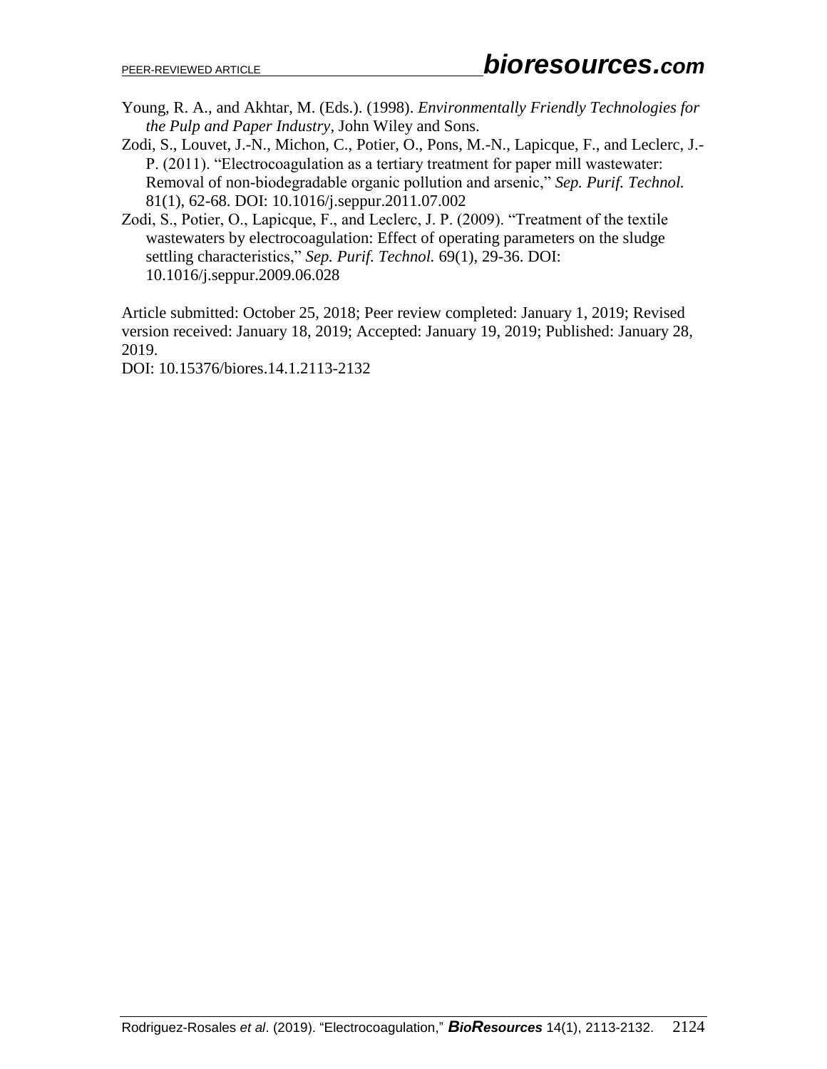Young, R. A., and Akhtar, M. (Eds.). (1998). *Environmentally Friendly Technologies for the Pulp and Paper Industry*, John Wiley and Sons.

Zodi, S., Louvet, J.-N., Michon, C., Potier, O., Pons, M.-N., Lapicque, F., and Leclerc, J.-P. (2011). "Electrocoagulation as a tertiary treatment for paper mill wastewater: Removal of non-biodegradable organic pollution and arsenic," *Sep. Purif. Technol.* 81(1), 62-68. DOI: 10.1016/j.seppur.2011.07.002

Zodi, S., Potier, O., Lapicque, F., and Leclerc, J. P. (2009). "Treatment of the textile wastewaters by electrocoagulation: Effect of operating parameters on the sludge settling characteristics," *Sep. Purif. Technol.* 69(1), 29-36. DOI: 10.1016/j.seppur.2009.06.028

Article submitted: October 25, 2018; Peer review completed: January 1, 2019; Revised version received: January 18, 2019; Accepted: January 19, 2019; Published: January 28, 2019.

DOI: 10.15376/biores.14.1.2113-2132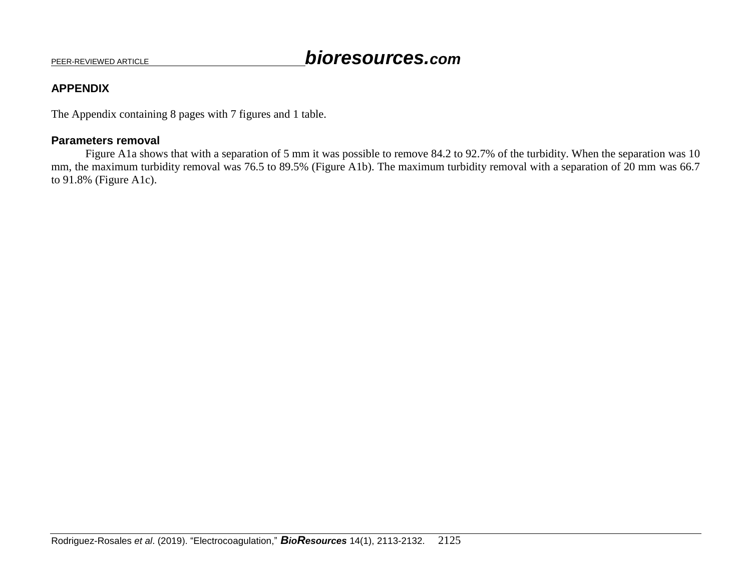## APPENDIX

The Appendix containing 8 pages with 7 figures and 1 table.

### Parameters removal

Figure A1a shows that with a separation of 5 mm it was possible to remove 84.2 to 92.7% of the turbidity. When the separation was 10 mm, the maximum turbidity removal was 76.5 to 89.5% (Figure A1b). The maximum turbidity removal with a separation of 20 mm was 66.7 to 91.8% (Figure A1c).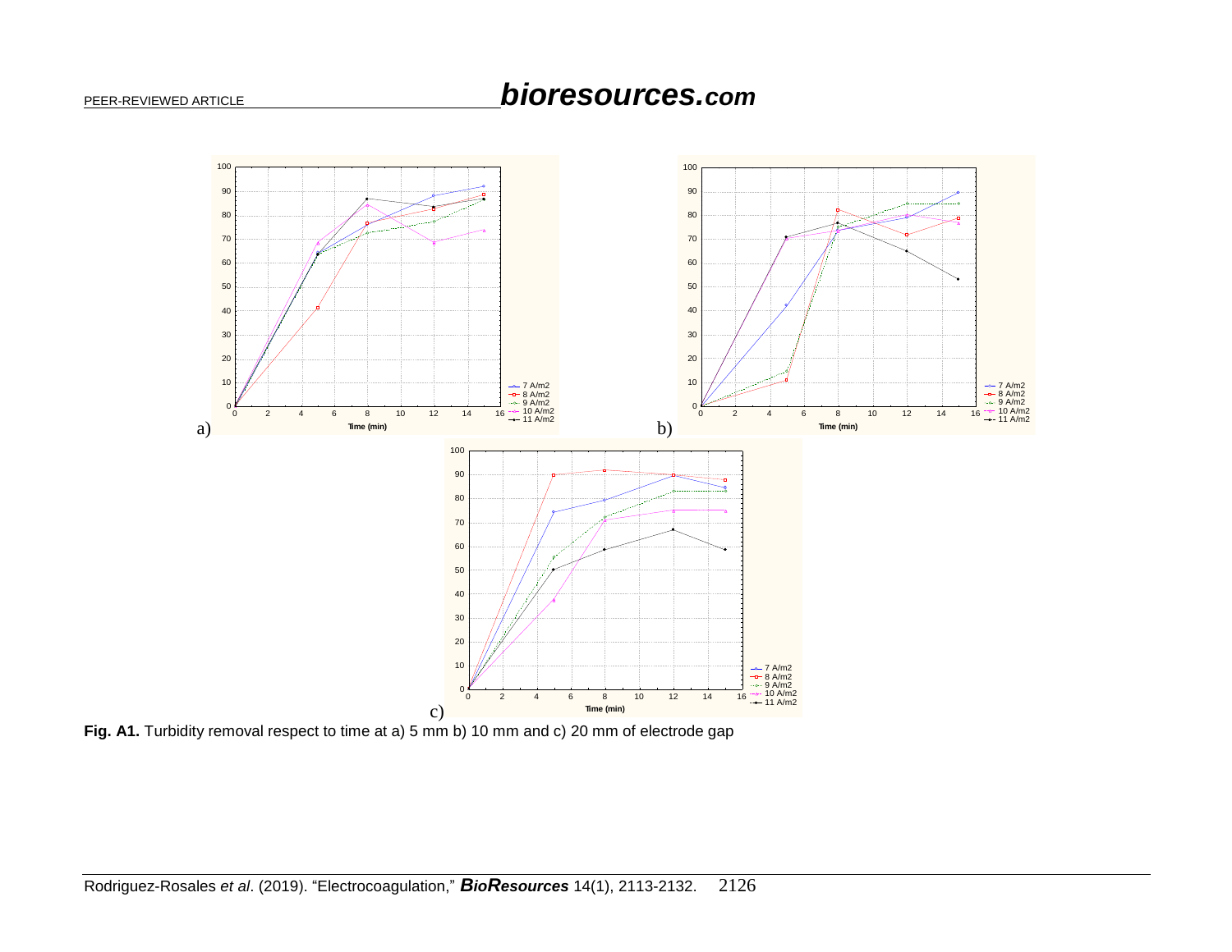**Fig. A1.** Turbidity removal respect to time at a) 5 mm b) 10 mm and c) 20 mm of electrode gap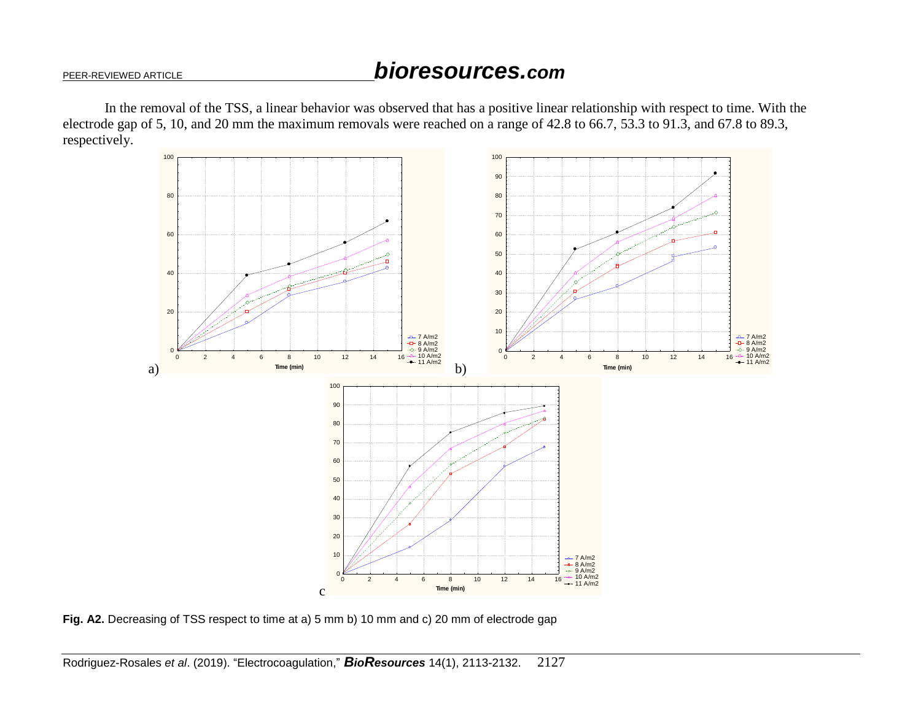In the removal of the TSS, a linear behavior was observed that has a positive linear relationship with respect to time. With the electrode gap of 5, 10, and 20 mm the maximum removals were reached on a range of 42.8 to 66.7, 53.3 to 91.3, and 67.8 to 89.3, respectively.

**Fig. A2.** Decreasing of TSS respect to time at a) 5 mm b) 10 mm and c) 20 mm of electrode gap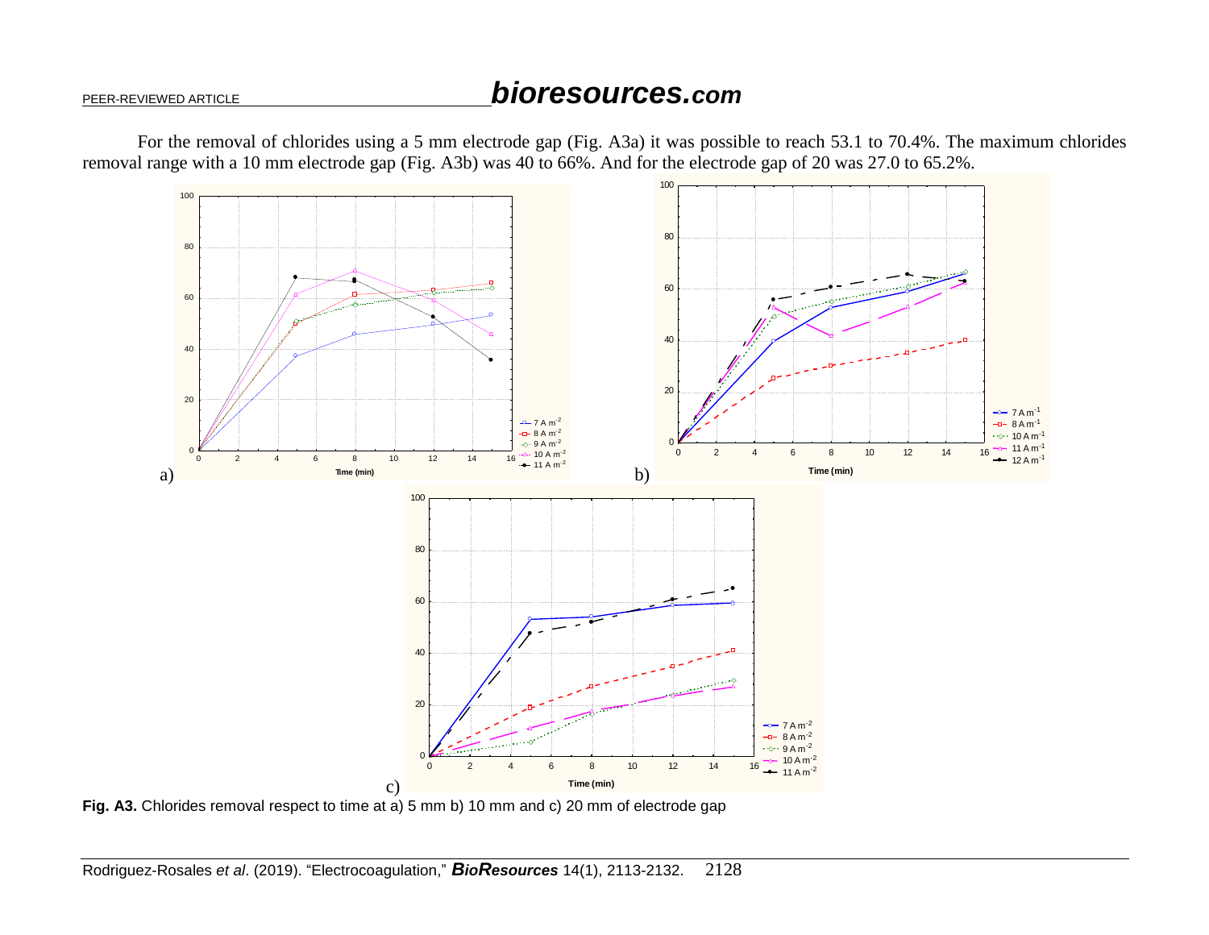For the removal of chlorides using a 5 mm electrode gap (Fig. A3a) it was possible to reach 53.1 to 70.4%. The maximum chlorides removal range with a 10 mm electrode gap (Fig. A3b) was 40 to 66%. And for the electrode gap of 20 was 27.0 to 65.2%.

**Fig. A3.** Chlorides removal respect to time at a) 5 mm b) 10 mm and c) 20 mm of electrode gap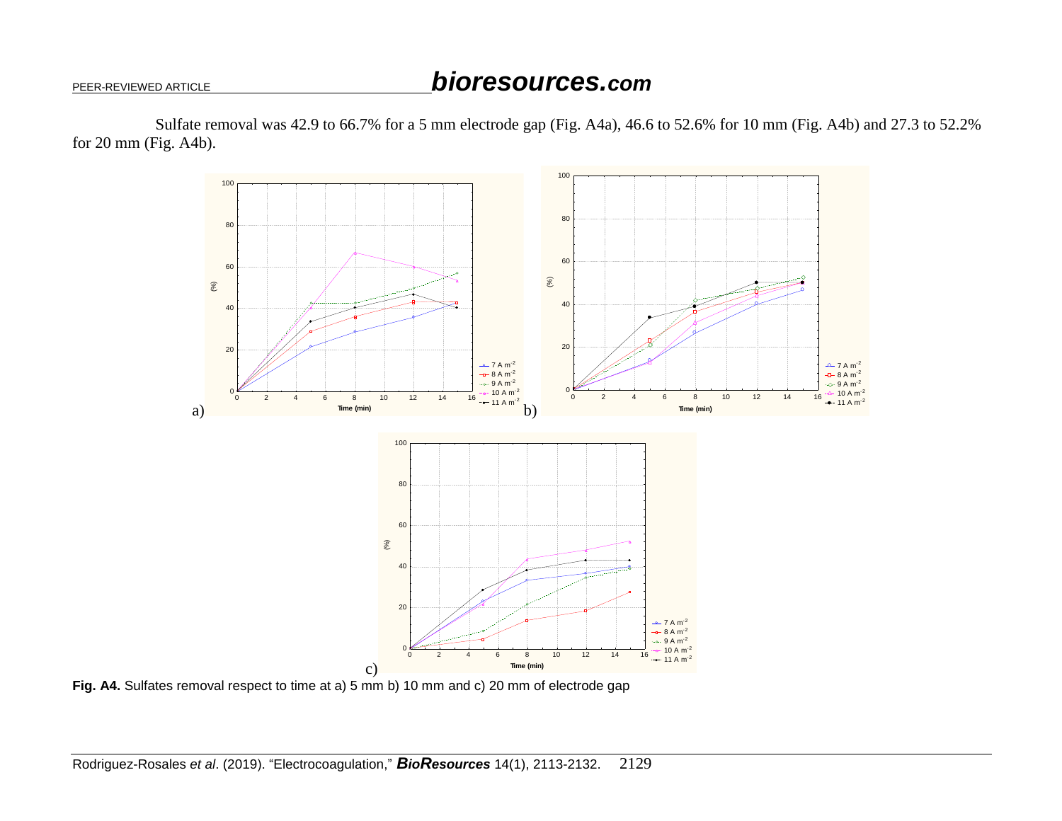Sulfate removal was 42.9 to 66.7% for a 5 mm electrode gap (Fig. A4a), 46.6 to 52.6% for 10 mm (Fig. A4b) and 27.3 to 52.2% for 20 mm (Fig. A4b).

**Fig. A4.** Sulfates removal respect to time at a) 5 mm b) 10 mm and c) 20 mm of electrode gap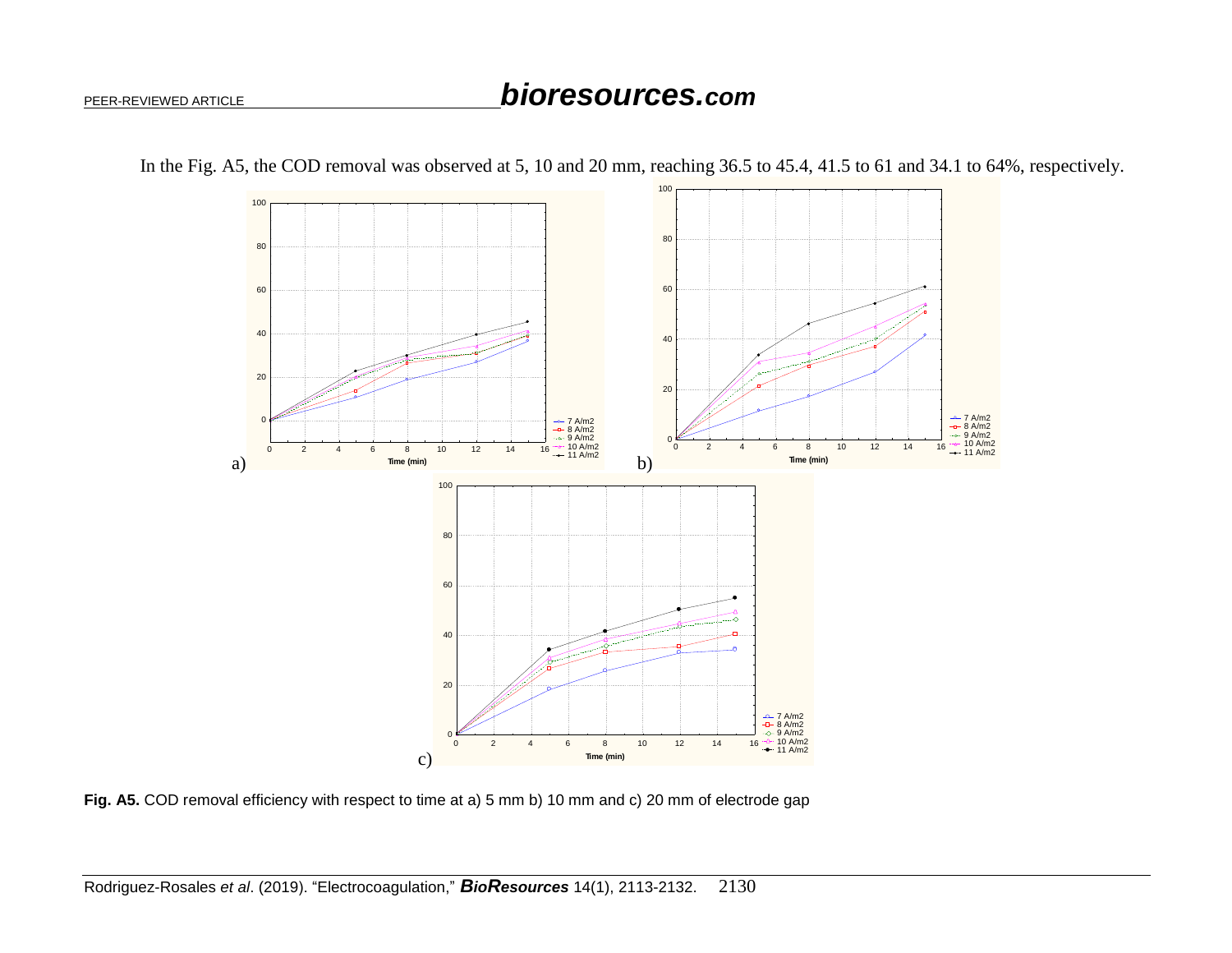In the Fig. A5, the COD removal was observed at 5, 10 and 20 mm, reaching 36.5 to 45.4, 41.5 to 61 and 34.1 to 64%, respectively.

**Fig. A5.** COD removal efficiency with respect to time at a) 5 mm b) 10 mm and c) 20 mm of electrode gap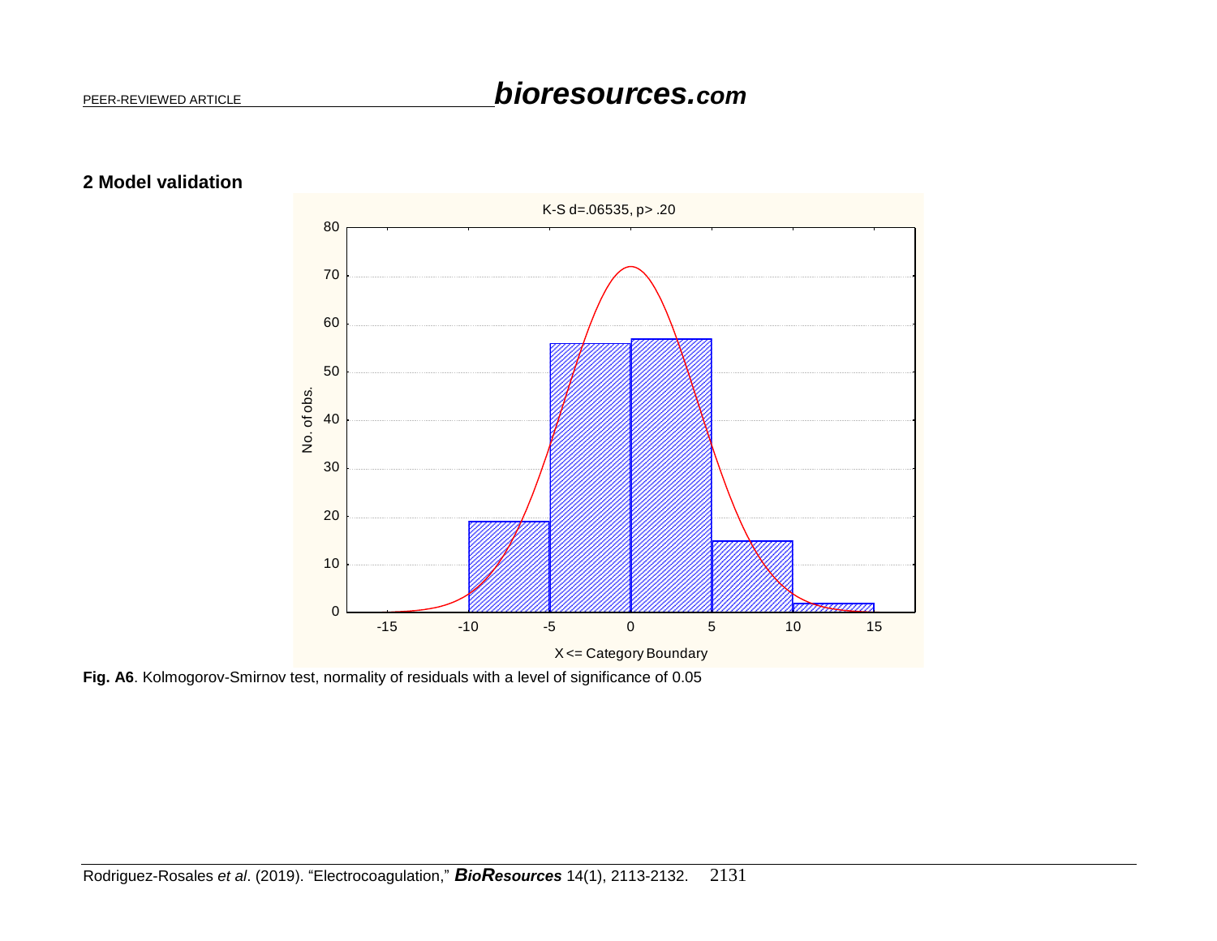## 2 Model validation

**Fig. A6**. Kolmogorov-Smirnov test, normality of residuals with a level of significance of 0.05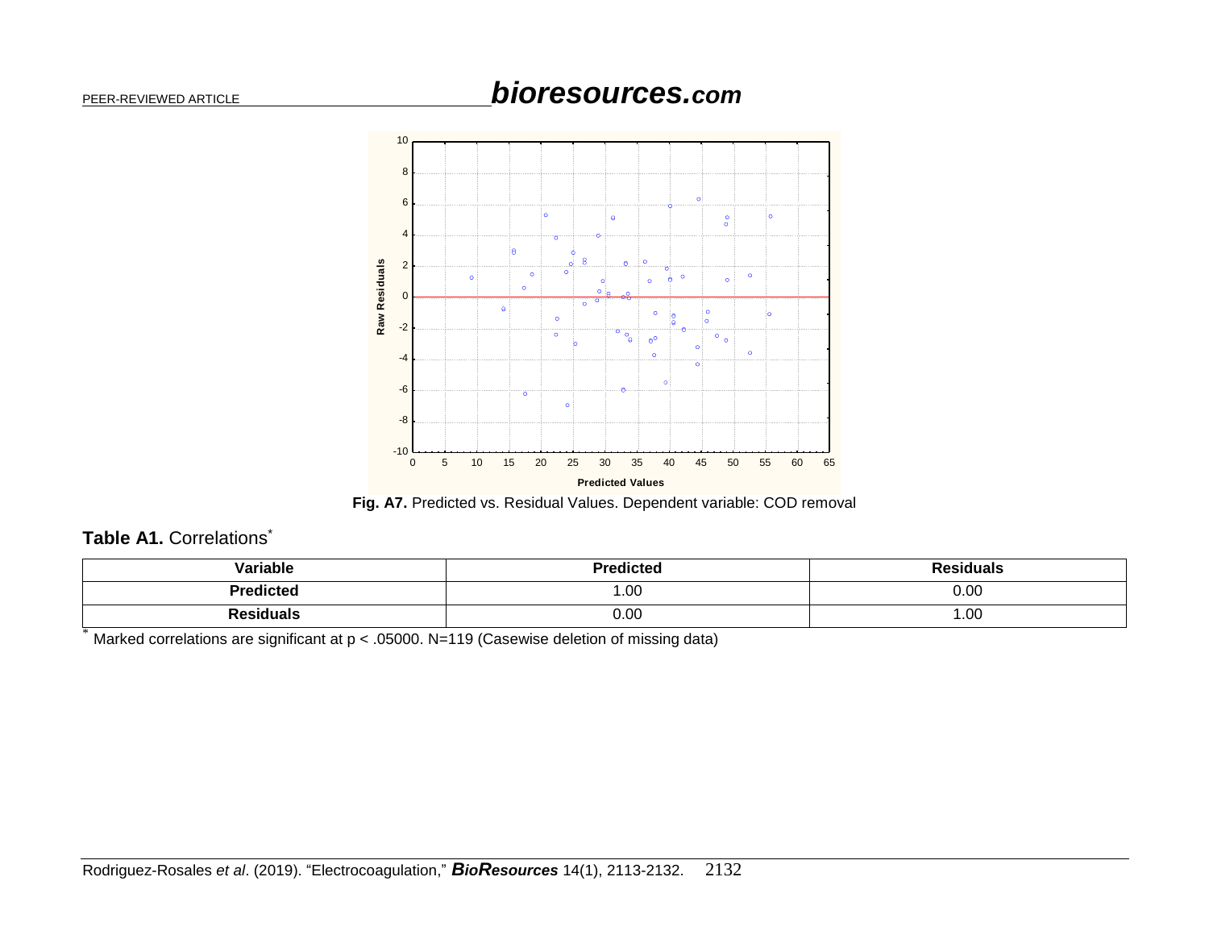Raw Residuals

10
8
6
4
2
0
-2
-4
-6
-8
-10

0 5 10 15 20 25 30 35 40 45 50 55 60 65

Predicted Values

**Fig. A7.** Predicted vs. Residual Values. Dependent variable: COD removal

**Table A1.** Correlations*

| Variable | Predicted | Residuals |
|---|---|---|
| **Predicted** | 1.00 | 0.00 |
| **Residuals** | 0.00 | 1.00 |

* Marked correlations are significant at p < .05000. N=119 (Casewise deletion of missing data)